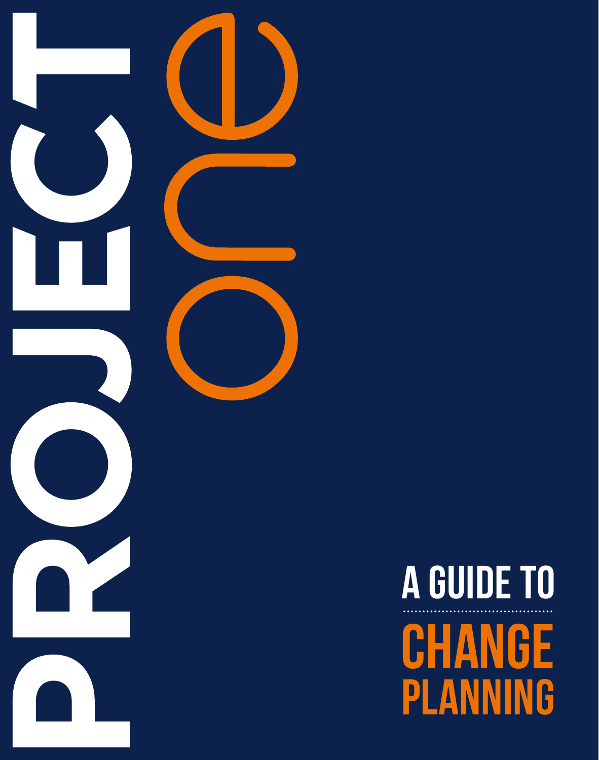# PROJECT one

A GUIDE TO

# CHANGE PLANNING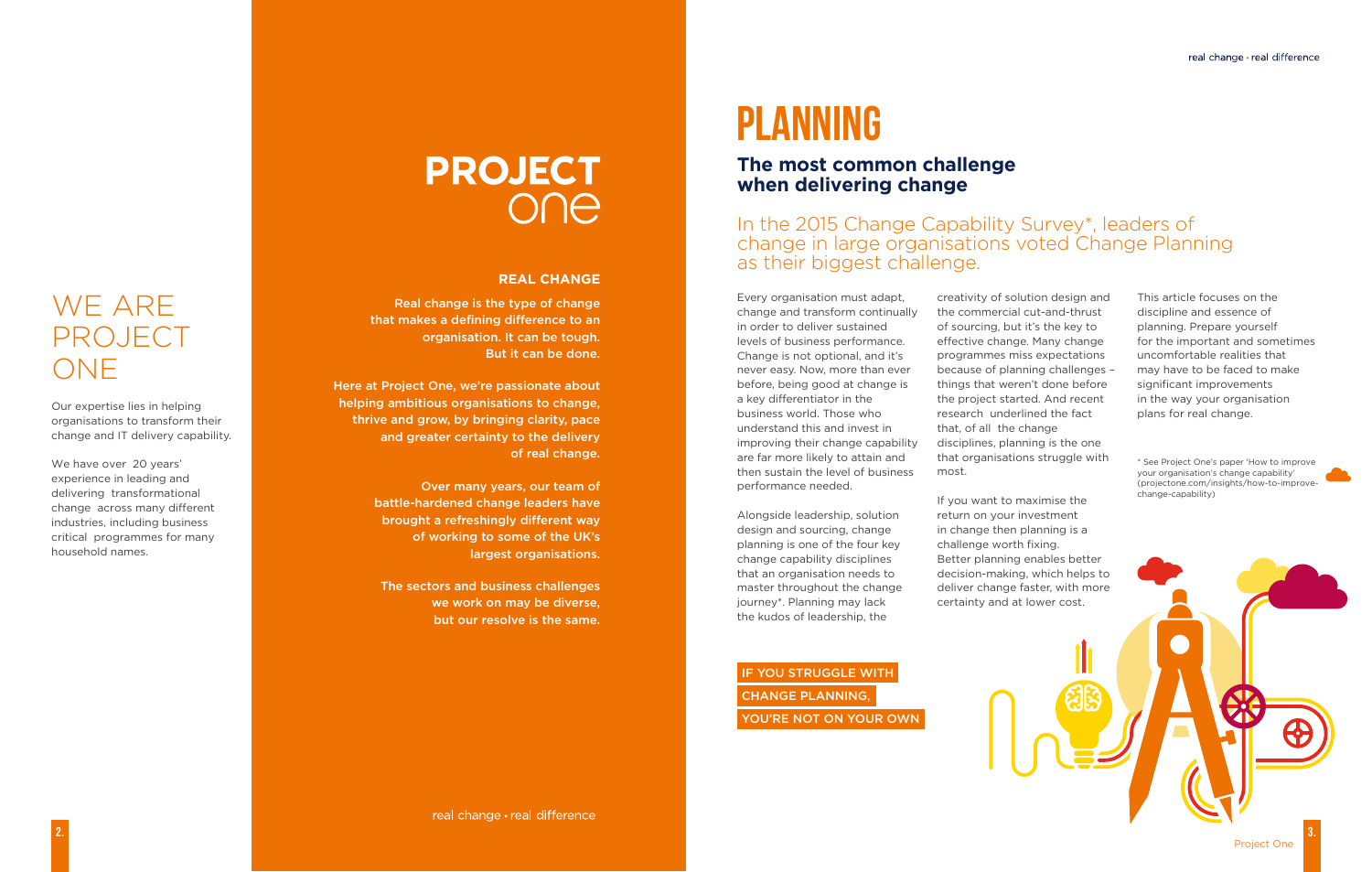# WE ARE PROJECT ONE

Our expertise lies in helping organisations to transform their change and IT delivery capability.

We have over 20 years' experience in leading and delivering transformational change across many different industries, including business critical programmes for many household names.

**PROJECT** one

**REAL CHANGE**

**Real change is the type of change that makes a defining difference to an organisation. It can be tough. But it can be done.**

**Here at Project One, we're passionate about helping ambitious organisations to change, thrive and grow, by bringing clarity, pace and greater certainty to the delivery of real change.**

**Over many years, our team of battle-hardened change leaders have brought a refreshingly different way of working to some of the UK's largest organisations.**

**The sectors and business challenges we work on may be diverse, but our resolve is the same.**

real change • real difference

# PLANNING

## The most common challenge when delivering change

In the 2015 Change Capability Survey*, leaders of change in large organisations voted Change Planning as their biggest challenge.

Every organisation must adapt, change and transform continually in order to deliver sustained levels of business performance. Change is not optional, and it's never easy. Now, more than ever before, being good at change is a key differentiator in the business world. Those who understand this and invest in improving their change capability are far more likely to attain and then sustain the level of business performance needed.

Alongside leadership, solution design and sourcing, change planning is one of the four key change capability disciplines that an organisation needs to master throughout the change journey*. Planning may lack the kudos of leadership, the creativity of solution design and the commercial cut-and-thrust of sourcing, but it's the key to effective change. Many change programmes miss expectations because of planning challenges – things that weren't done before the project started. And recent research underlined the fact that, of all the change disciplines, planning is the one that organisations struggle with most.

If you want to maximise the return on your investment in change then planning is a challenge worth fixing. Better planning enables better decision-making, which helps to deliver change faster, with more certainty and at lower cost.

**IF YOU STRUGGLE WITH CHANGE PLANNING, YOU'RE NOT ON YOUR OWN**

This article focuses on the discipline and essence of planning. Prepare yourself for the important and sometimes uncomfortable realities that may have to be faced to make significant improvements in the way your organisation plans for real change.

* See Project One's paper 'How to improve your organisation's change capability' (projectone.com/insights/how-to-improve-change-capability)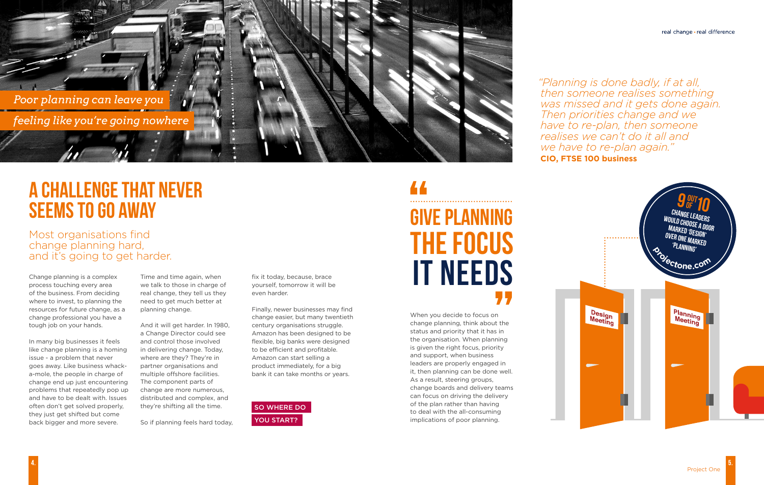*Poor planning can leave you feeling like you're going nowhere*

*"Planning is done badly, if at all, then someone realises something was missed and it gets done again. Then priorities change and we have to re-plan, then someone realises we can't do it all and we have to re-plan again."*
**CIO, FTSE 100 business**

# A CHALLENGE THAT NEVER SEEMS TO GO AWAY

## Most organisations find change planning hard, and it's going to get harder.

Change planning is a complex process touching every area of the business. From deciding where to invest, to planning the resources for future change, as a change professional you have a tough job on your hands.

In many big businesses it feels like change planning is a homing issue - a problem that never goes away. Like business whack-a-mole, the people in charge of change end up just encountering problems that repeatedly pop up and have to be dealt with. Issues often don't get solved properly, they just get shifted but come back bigger and more severe.

Time and time again, when we talk to those in charge of real change, they tell us they need to get much better at planning change.

And it will get harder. In 1980, a Change Director could see and control those involved in delivering change. Today, where are they? They're in partner organisations and multiple offshore facilities. The component parts of change are more numerous, distributed and complex, and they're shifting all the time.

So if planning feels hard today, fix it today, because, brace yourself, tomorrow it will be even harder.

Finally, newer businesses may find change easier, but many twentieth century organisations struggle. Amazon has been designed to be flexible, big banks were designed to be efficient and profitable. Amazon can start selling a product immediately, for a big bank it can take months or years.

**SO WHERE DO YOU START?**

# "GIVE PLANNING THE FOCUS IT NEEDS"

When you decide to focus on change planning, think about the status and priority that it has in the organisation. When planning is given the right focus, priority and support, when business leaders are properly engaged in it, then planning can be done well. As a result, steering groups, change boards and delivery teams can focus on driving the delivery of the plan rather than having to deal with the all-consuming implications of poor planning.

9 OUT OF 10 CHANGE LEADERS WOULD CHOOSE A DOOR MARKED 'DESIGN' OVER ONE MARKED 'PLANNING'
Projectone.com

Design Meeting

Planning Meeting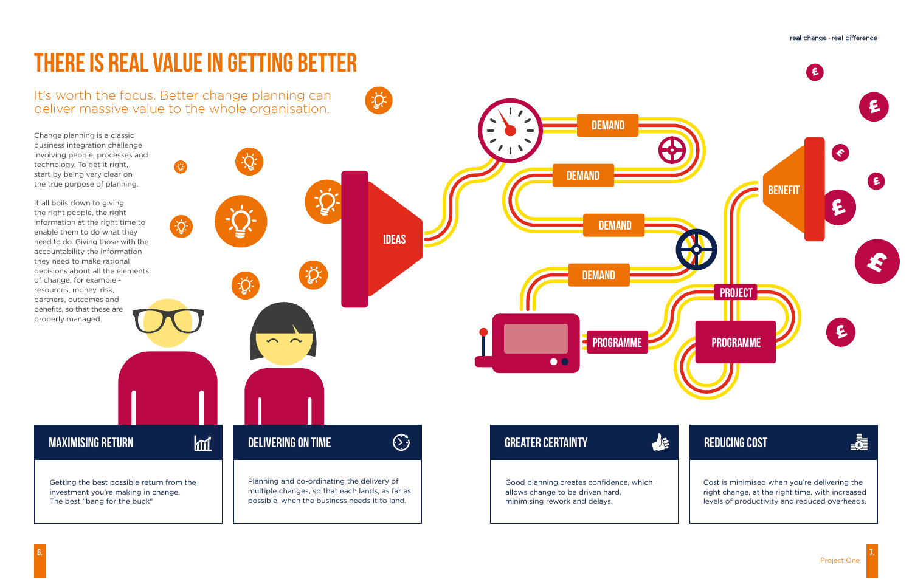# THERE IS REAL VALUE IN GETTING BETTER

## It's worth the focus. Better change planning can deliver massive value to the whole organisation.

Change planning is a classic business integration challenge involving people, processes and technology. To get it right, start by being very clear on the true purpose of planning.

It all boils down to giving the right people, the right information at the right time to enable them to do what they need to do. Giving those with the accountability the information they need to make rational decisions about all the elements of change, for example - resources, money, risk, partners, outcomes and benefits, so that these are properly managed.

IDEAS

DEMAND

DEMAND

DEMAND

DEMAND

PROGRAMME

PROJECT

PROGRAMME

BENEFIT

### MAXIMISING RETURN

Getting the best possible return from the investment you're making in change. The best "bang for the buck"

### DELIVERING ON TIME

Planning and co-ordinating the delivery of multiple changes, so that each lands, as far as possible, when the business needs it to land.

### GREATER CERTAINTY

Good planning creates confidence, which allows change to be driven hard, minimising rework and delays.

### REDUCING COST

Cost is minimised when you're delivering the right change, at the right time, with increased levels of productivity and reduced overheads.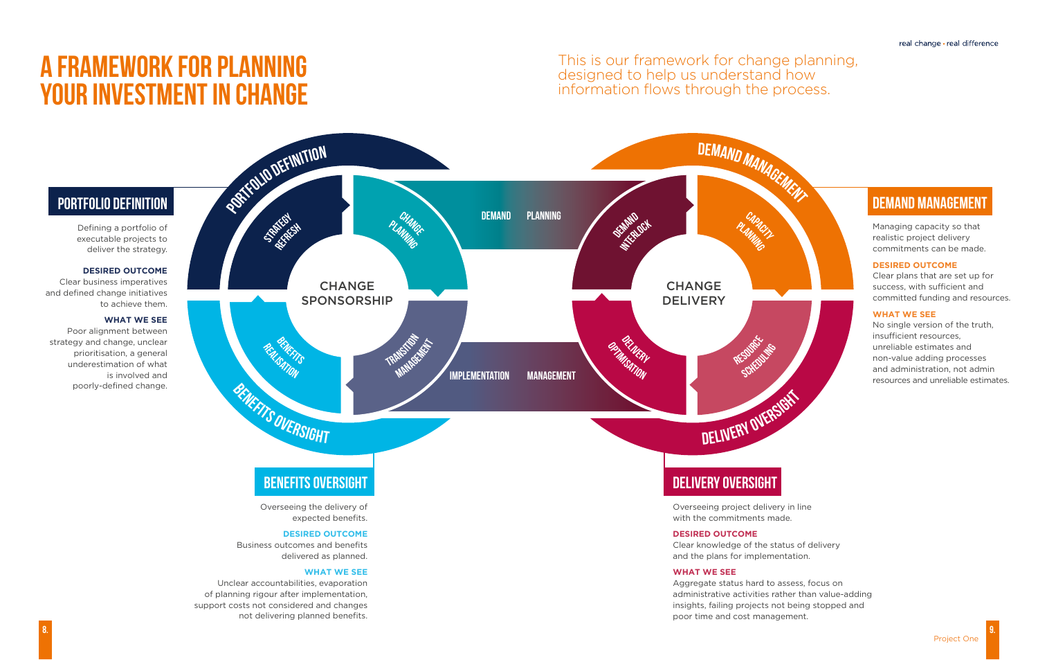# A FRAMEWORK FOR PLANNING YOUR INVESTMENT IN CHANGE

This is our framework for change planning, designed to help us understand how information flows through the process.

PORTFOLIO DEFINITION
STRATEGY REFRESH
CHANGE PLANNING
DEMAND
PLANNING
DEMAND INTERLOCK
CAPACITY PLANNING
DEMAND MANAGEMENT
CHANGE SPONSORSHIP
CHANGE DELIVERY
BENEFITS REALISATION
TRANSITION MANAGEMENT
IMPLEMENTATION
MANAGEMENT
DELIVERY OPTIMISATION
RESOURCE SCHEDULING
BENEFITS OVERSIGHT
DELIVERY OVERSIGHT

## PORTFOLIO DEFINITION

Defining a portfolio of executable projects to deliver the strategy.

**DESIRED OUTCOME**

Clear business imperatives and defined change initiatives to achieve them.

**WHAT WE SEE**

Poor alignment between strategy and change, unclear prioritisation, a general underestimation of what is involved and poorly-defined change.

## DEMAND MANAGEMENT

Managing capacity so that realistic project delivery commitments can be made.

**DESIRED OUTCOME**

Clear plans that are set up for success, with sufficient and committed funding and resources.

**WHAT WE SEE**

No single version of the truth, insufficient resources, unreliable estimates and non-value adding processes and administration, not admin resources and unreliable estimates.

## BENEFITS OVERSIGHT

Overseeing the delivery of expected benefits.

**DESIRED OUTCOME**

Business outcomes and benefits delivered as planned.

**WHAT WE SEE**

Unclear accountabilities, evaporation of planning rigour after implementation, support costs not considered and changes not delivering planned benefits.

## DELIVERY OVERSIGHT

Overseeing project delivery in line with the commitments made.

**DESIRED OUTCOME**

Clear knowledge of the status of delivery and the plans for implementation.

**WHAT WE SEE**

Aggregate status hard to assess, focus on administrative activities rather than value-adding insights, failing projects not being stopped and poor time and cost management.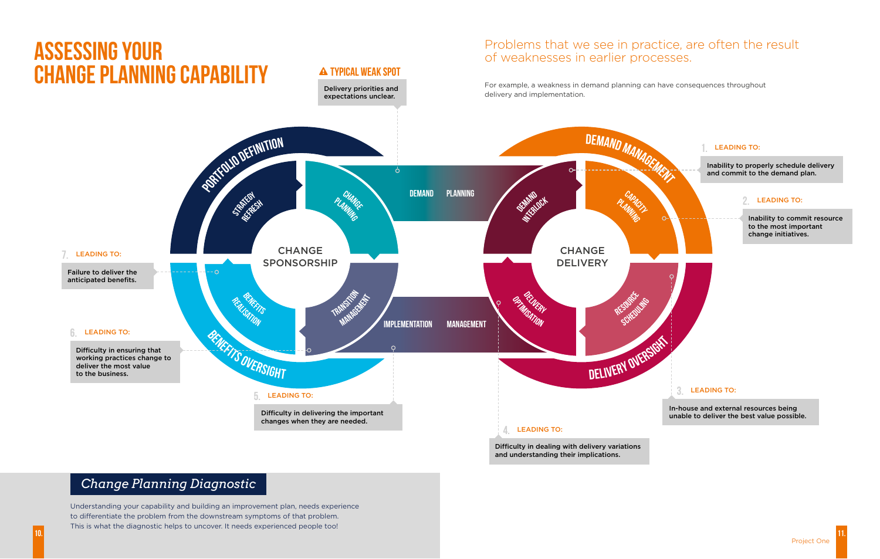# ASSESSING YOUR CHANGE PLANNING CAPABILITY

**⚠ TYPICAL WEAK SPOT**

Delivery priorities and expectations unclear.

Problems that we see in practice, are often the result of weaknesses in earlier processes.

For example, a weakness in demand planning can have consequences throughout delivery and implementation.

PORTFOLIO DEFINITION

STRATEGY REFRESH

CHANGE PLANNING

CHANGE SPONSORSHIP

TRANSITION MANAGEMENT

BENEFITS REALISATION

BENEFITS OVERSIGHT

DEMAND PLANNING

IMPLEMENTATION MANAGEMENT

DEMAND MANAGEMENT

DEMAND INTERLOCK

CAPACITY PLANNING

CHANGE DELIVERY

RESOURCE SCHEDULING

DELIVERY OPTIMISATION

DELIVERY OVERSIGHT

1. LEADING TO:

Inability to properly schedule delivery and commit to the demand plan.

2. LEADING TO:

Inability to commit resource to the most important change initiatives.

3. LEADING TO:

In-house and external resources being unable to deliver the best value possible.

4. LEADING TO:

Difficulty in dealing with delivery variations and understanding their implications.

5. LEADING TO:

Difficulty in delivering the important changes when they are needed.

6. LEADING TO:

Difficulty in ensuring that working practices change to deliver the most value to the business.

7. LEADING TO:

Failure to deliver the anticipated benefits.

## *Change Planning Diagnostic*

Understanding your capability and building an improvement plan, needs experience to differentiate the problem from the downstream symptoms of that problem. This is what the diagnostic helps to uncover. It needs experienced people too!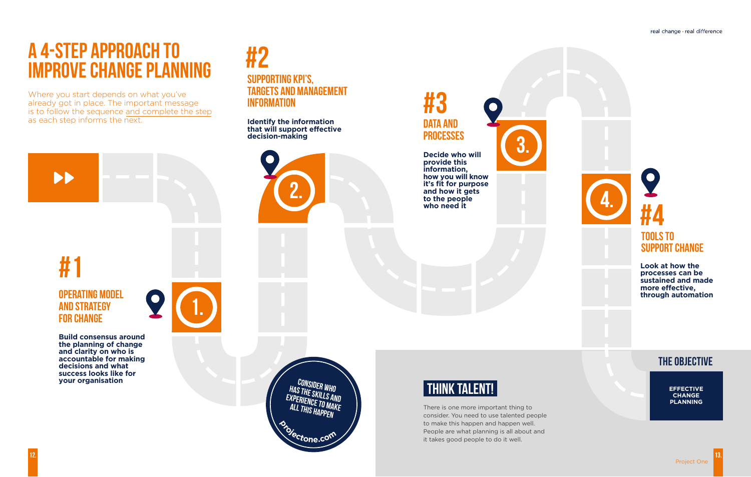# A 4-STEP APPROACH TO IMPROVE CHANGE PLANNING

Where you start depends on what you've already got in place. The important message is to follow the sequence and complete the step as each step informs the next.

## #1 OPERATING MODEL AND STRATEGY FOR CHANGE

1.

**Build consensus around the planning of change and clarity on who is accountable for making decisions and what success looks like for your organisation**

## #2 SUPPORTING KPI'S, TARGETS AND MANAGEMENT INFORMATION

2.

**Identify the information that will support effective decision-making**

## #3 DATA AND PROCESSES

3.

**Decide who will provide this information, how you will know it's fit for purpose and how it gets to the people who need it**

## #4 TOOLS TO SUPPORT CHANGE

4.

**Look at how the processes can be sustained and made more effective, through automation**

CONSIDER WHO HAS THE SKILLS AND EXPERIENCE TO MAKE ALL THIS HAPPEN

projectone.com

## THINK TALENT!

There is one more important thing to consider. You need to use talented people to make this happen and happen well. People are what planning is all about and it takes good people to do it well.

## THE OBJECTIVE

**EFFECTIVE CHANGE PLANNING**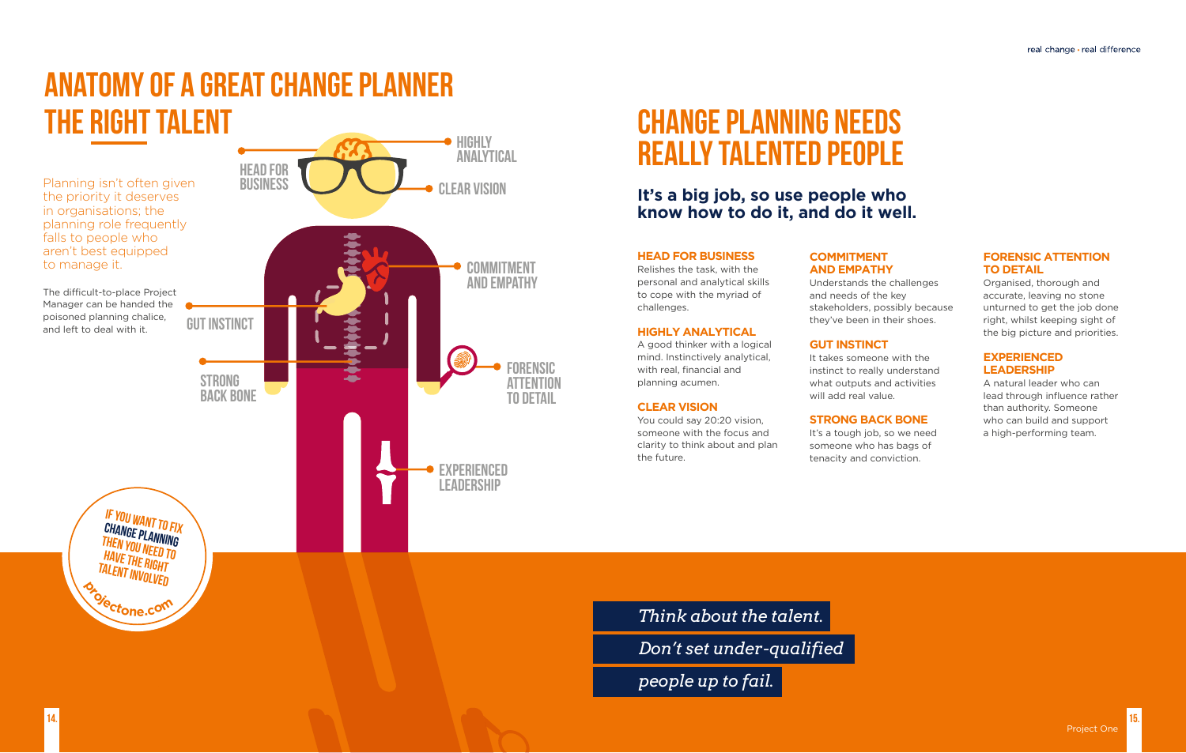# ANATOMY OF A GREAT CHANGE PLANNER
## THE RIGHT TALENT

Planning isn't often given the priority it deserves in organisations; the planning role frequently falls to people who aren't best equipped to manage it.

The difficult-to-place Project Manager can be handed the poisoned planning chalice, and left to deal with it.

HEAD FOR BUSINESS

HIGHLY ANALYTICAL

CLEAR VISION

COMMITMENT AND EMPATHY

GUT INSTINCT

STRONG BACK BONE

FORENSIC ATTENTION TO DETAIL

EXPERIENCED LEADERSHIP

IF YOU WANT TO FIX CHANGE PLANNING THEN YOU NEED TO HAVE THE RIGHT TALENT INVOLVED

projectone.com

# CHANGE PLANNING NEEDS REALLY TALENTED PEOPLE

**It's a big job, so use people who know how to do it, and do it well.**

### HEAD FOR BUSINESS
Relishes the task, with the personal and analytical skills to cope with the myriad of challenges.

### HIGHLY ANALYTICAL
A good thinker with a logical mind. Instinctively analytical, with real, financial and planning acumen.

### CLEAR VISION
You could say 20:20 vision, someone with the focus and clarity to think about and plan the future.

### COMMITMENT AND EMPATHY
Understands the challenges and needs of the key stakeholders, possibly because they've been in their shoes.

### GUT INSTINCT
It takes someone with the instinct to really understand what outputs and activities will add real value.

### STRONG BACK BONE
It's a tough job, so we need someone who has bags of tenacity and conviction.

### FORENSIC ATTENTION TO DETAIL
Organised, thorough and accurate, leaving no stone unturned to get the job done right, whilst keeping sight of the big picture and priorities.

### EXPERIENCED LEADERSHIP
A natural leader who can lead through influence rather than authority. Someone who can build and support a high-performing team.

*Think about the talent.*

*Don't set under-qualified people up to fail.*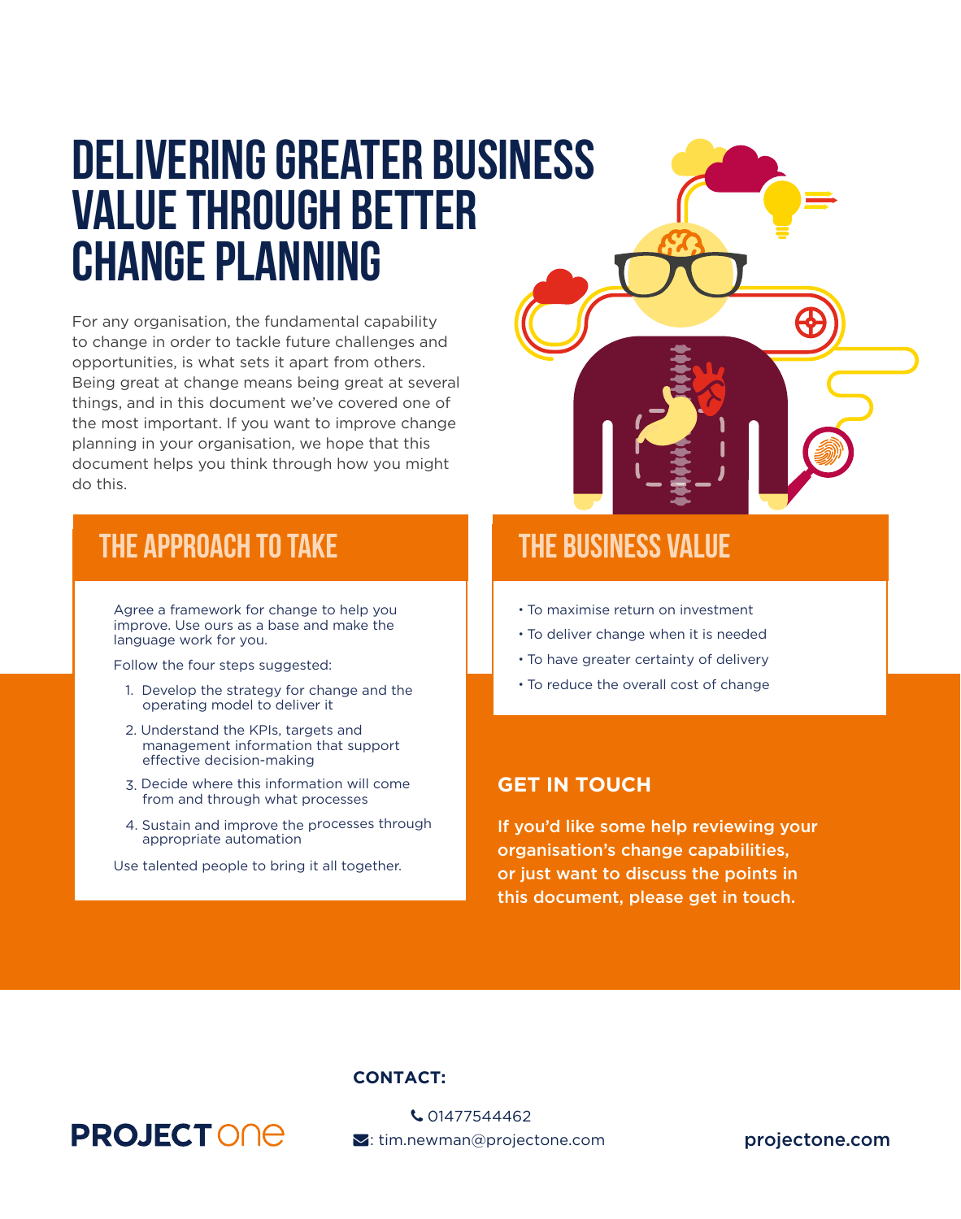# DELIVERING GREATER BUSINESS VALUE THROUGH BETTER CHANGE PLANNING

For any organisation, the fundamental capability to change in order to tackle future challenges and opportunities, is what sets it apart from others. Being great at change means being great at several things, and in this document we've covered one of the most important. If you want to improve change planning in your organisation, we hope that this document helps you think through how you might do this.

## THE APPROACH TO TAKE

Agree a framework for change to help you improve. Use ours as a base and make the language work for you.

Follow the four steps suggested:

1. Develop the strategy for change and the operating model to deliver it
2. Understand the KPIs, targets and management information that support effective decision-making
3. Decide where this information will come from and through what processes
4. Sustain and improve the processes through appropriate automation

Use talented people to bring it all together.

## THE BUSINESS VALUE

- To maximise return on investment
- To deliver change when it is needed
- To have greater certainty of delivery
- To reduce the overall cost of change

### GET IN TOUCH

**If you'd like some help reviewing your organisation's change capabilities, or just want to discuss the points in this document, please get in touch.**

**CONTACT:**

01477544462

: tim.newman@projectone.com

**PROJECT ONE**

**projectone.com**